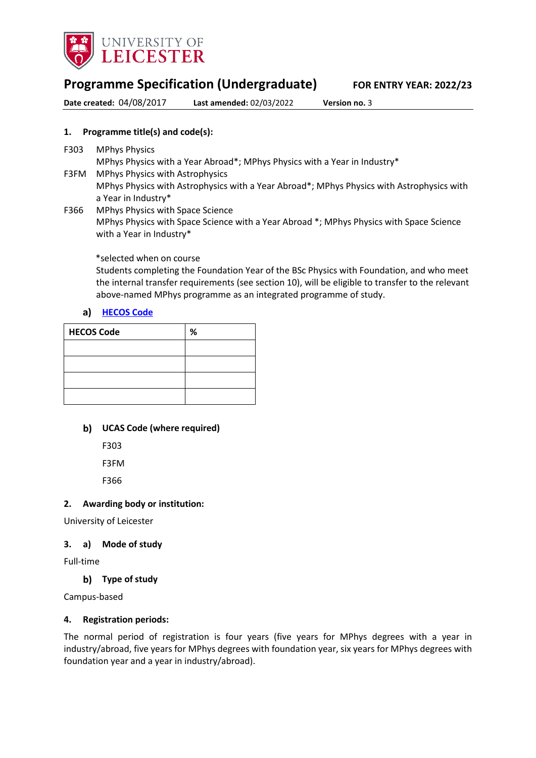UNIVERSITY OF LEICESTER

# Programme Specification (Undergraduate)

**FOR ENTRY YEAR: 2022/23**

**Date created:** 04/08/2017 **Last amended:** 02/03/2022 **Version no.** 3

## 1. Programme title(s) and code(s):

F303 MPhys Physics
MPhys Physics with a Year Abroad*; MPhys Physics with a Year in Industry*

F3FM MPhys Physics with Astrophysics
MPhys Physics with Astrophysics with a Year Abroad*; MPhys Physics with Astrophysics with a Year in Industry*

F366 MPhys Physics with Space Science
MPhys Physics with Space Science with a Year Abroad *; MPhys Physics with Space Science with a Year in Industry*

*selected when on course

Students completing the Foundation Year of the BSc Physics with Foundation, and who meet the internal transfer requirements (see section 10), will be eligible to transfer to the relevant above-named MPhys programme as an integrated programme of study.

### a) HECOS Code

| HECOS Code | % |
|---|---|
| | |
| | |
| | |
| | |

### b) UCAS Code (where required)

F303

F3FM

F366

## 2. Awarding body or institution:

University of Leicester

## 3. a) Mode of study

Full-time

### b) Type of study

Campus-based

## 4. Registration periods:

The normal period of registration is four years (five years for MPhys degrees with a year in industry/abroad, five years for MPhys degrees with foundation year, six years for MPhys degrees with foundation year and a year in industry/abroad).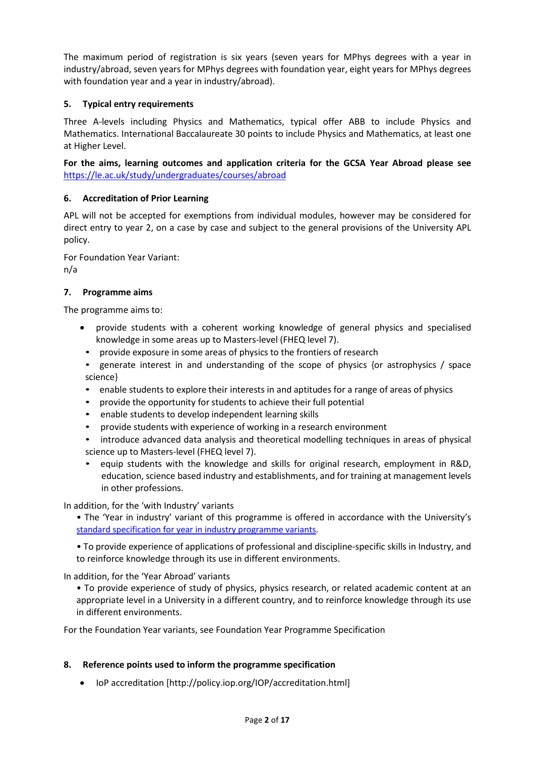The maximum period of registration is six years (seven years for MPhys degrees with a year in industry/abroad, seven years for MPhys degrees with foundation year, eight years for MPhys degrees with foundation year and a year in industry/abroad).

## 5. Typical entry requirements

Three A-levels including Physics and Mathematics, typical offer ABB to include Physics and Mathematics. International Baccalaureate 30 points to include Physics and Mathematics, at least one at Higher Level.

**For the aims, learning outcomes and application criteria for the GCSA Year Abroad please see** [https://le.ac.uk/study/undergraduates/courses/abroad](https://le.ac.uk/study/undergraduates/courses/abroad)

## 6. Accreditation of Prior Learning

APL will not be accepted for exemptions from individual modules, however may be considered for direct entry to year 2, on a case by case and subject to the general provisions of the University APL policy.

For Foundation Year Variant:
n/a

## 7. Programme aims

The programme aims to:

- provide students with a coherent working knowledge of general physics and specialised knowledge in some areas up to Masters-level (FHEQ level 7).
- provide exposure in some areas of physics to the frontiers of research
- generate interest in and understanding of the scope of physics {or astrophysics / space science}
- enable students to explore their interests in and aptitudes for a range of areas of physics
- provide the opportunity for students to achieve their full potential
- enable students to develop independent learning skills
- provide students with experience of working in a research environment
- introduce advanced data analysis and theoretical modelling techniques in areas of physical science up to Masters-level (FHEQ level 7).
- equip students with the knowledge and skills for original research, employment in R&D, education, science based industry and establishments, and for training at management levels in other professions.

In addition, for the 'with Industry' variants

- The 'Year in industry' variant of this programme is offered in accordance with the University's standard specification for year in industry programme variants.
- To provide experience of applications of professional and discipline-specific skills in Industry, and to reinforce knowledge through its use in different environments.

In addition, for the 'Year Abroad' variants

- To provide experience of study of physics, physics research, or related academic content at an appropriate level in a University in a different country, and to reinforce knowledge through its use in different environments.

For the Foundation Year variants, see Foundation Year Programme Specification

## 8. Reference points used to inform the programme specification

- IoP accreditation [http://policy.iop.org/IOP/accreditation.html]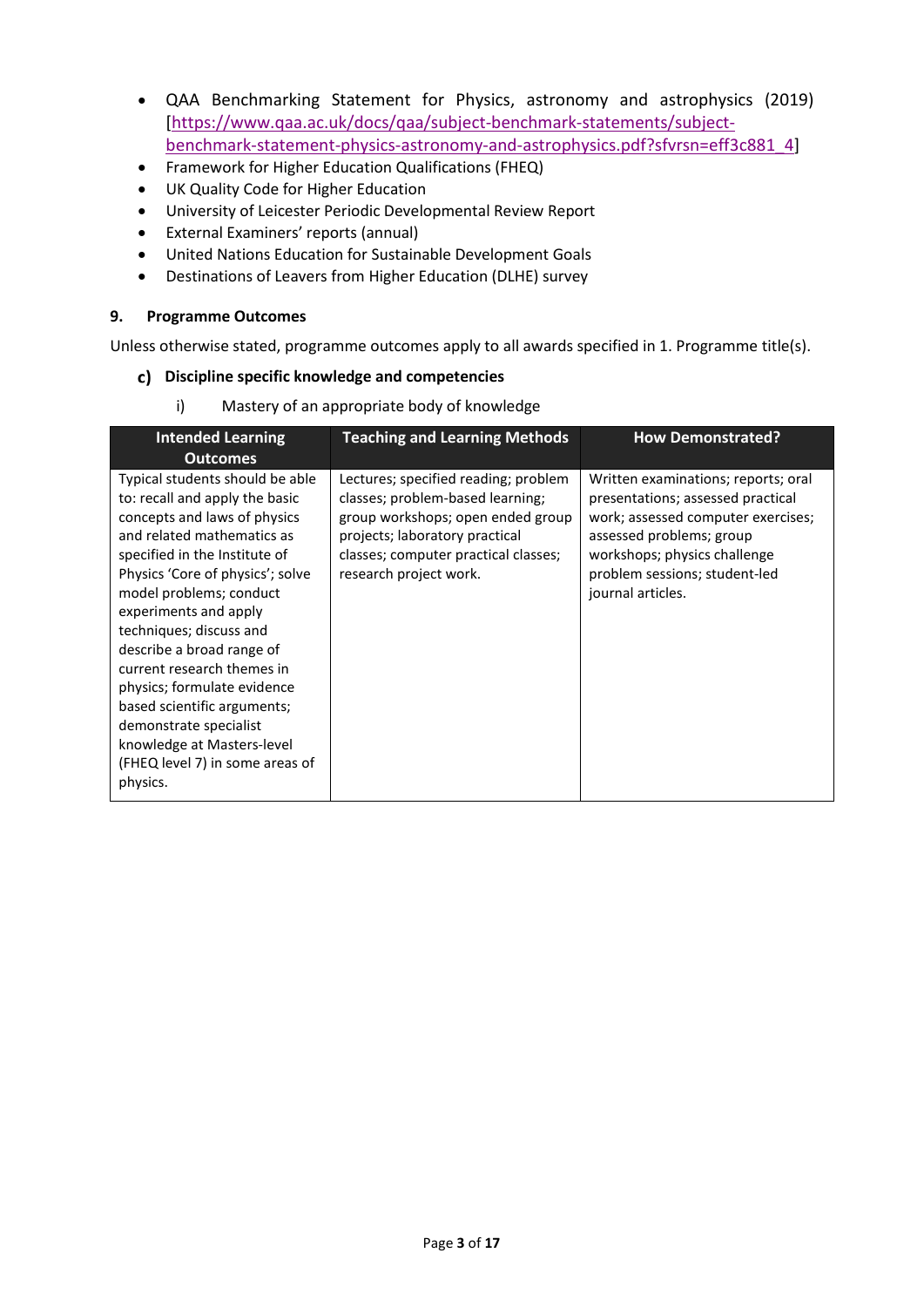- QAA Benchmarking Statement for Physics, astronomy and astrophysics (2019) [https://www.qaa.ac.uk/docs/qaa/subject-benchmark-statements/subject-benchmark-statement-physics-astronomy-and-astrophysics.pdf?sfvrsn=eff3c881_4]
- Framework for Higher Education Qualifications (FHEQ)
- UK Quality Code for Higher Education
- University of Leicester Periodic Developmental Review Report
- External Examiners' reports (annual)
- United Nations Education for Sustainable Development Goals
- Destinations of Leavers from Higher Education (DLHE) survey

## 9. Programme Outcomes

Unless otherwise stated, programme outcomes apply to all awards specified in 1. Programme title(s).

### c) Discipline specific knowledge and competencies

i) Mastery of an appropriate body of knowledge

| Intended Learning Outcomes | Teaching and Learning Methods | How Demonstrated? |
|---|---|---|
| Typical students should be able to: recall and apply the basic concepts and laws of physics and related mathematics as specified in the Institute of Physics 'Core of physics'; solve model problems; conduct experiments and apply techniques; discuss and describe a broad range of current research themes in physics; formulate evidence based scientific arguments; demonstrate specialist knowledge at Masters-level (FHEQ level 7) in some areas of physics. | Lectures; specified reading; problem classes; problem-based learning; group workshops; open ended group projects; laboratory practical classes; computer practical classes; research project work. | Written examinations; reports; oral presentations; assessed practical work; assessed computer exercises; assessed problems; group workshops; physics challenge problem sessions; student-led journal articles. |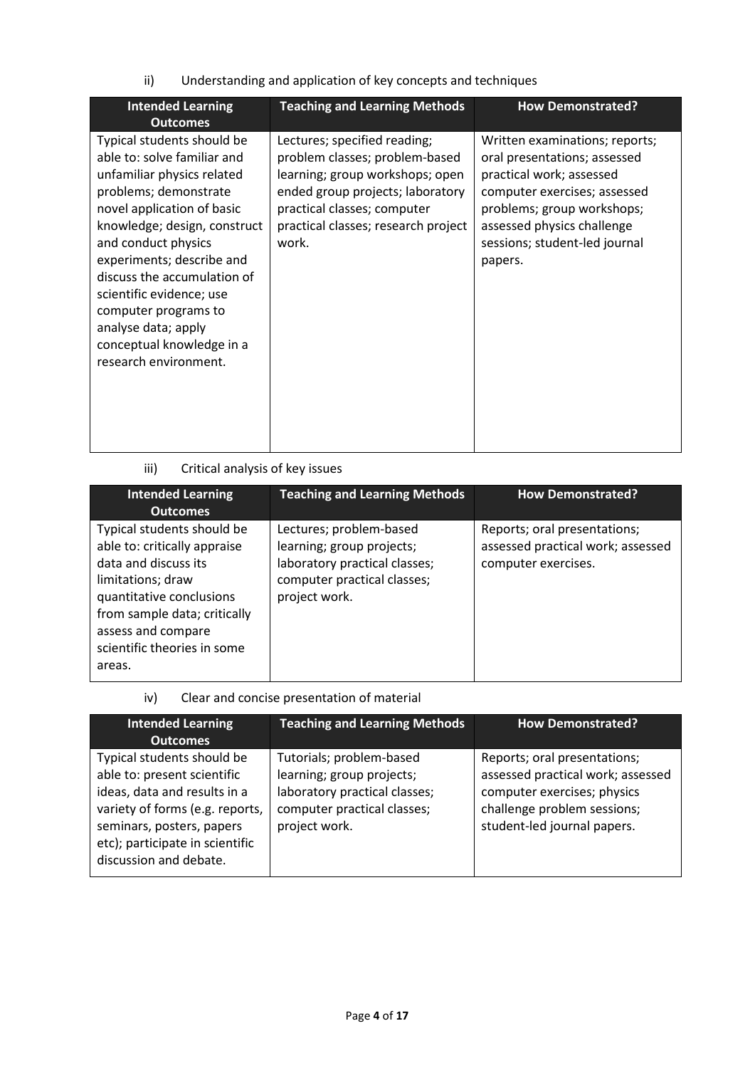ii) Understanding and application of key concepts and techniques

| Intended Learning Outcomes | Teaching and Learning Methods | How Demonstrated? |
|---|---|---|
| Typical students should be able to: solve familiar and unfamiliar physics related problems; demonstrate novel application of basic knowledge; design, construct and conduct physics experiments; describe and discuss the accumulation of scientific evidence; use computer programs to analyse data; apply conceptual knowledge in a research environment. | Lectures; specified reading; problem classes; problem-based learning; group workshops; open ended group projects; laboratory practical classes; computer practical classes; research project work. | Written examinations; reports; oral presentations; assessed practical work; assessed computer exercises; assessed problems; group workshops; assessed physics challenge sessions; student-led journal papers. |

iii) Critical analysis of key issues

| Intended Learning Outcomes | Teaching and Learning Methods | How Demonstrated? |
|---|---|---|
| Typical students should be able to: critically appraise data and discuss its limitations; draw quantitative conclusions from sample data; critically assess and compare scientific theories in some areas. | Lectures; problem-based learning; group projects; laboratory practical classes; computer practical classes; project work. | Reports; oral presentations; assessed practical work; assessed computer exercises. |

iv) Clear and concise presentation of material

| Intended Learning Outcomes | Teaching and Learning Methods | How Demonstrated? |
|---|---|---|
| Typical students should be able to: present scientific ideas, data and results in a variety of forms (e.g. reports, seminars, posters, papers etc); participate in scientific discussion and debate. | Tutorials; problem-based learning; group projects; laboratory practical classes; computer practical classes; project work. | Reports; oral presentations; assessed practical work; assessed computer exercises; physics challenge problem sessions; student-led journal papers. |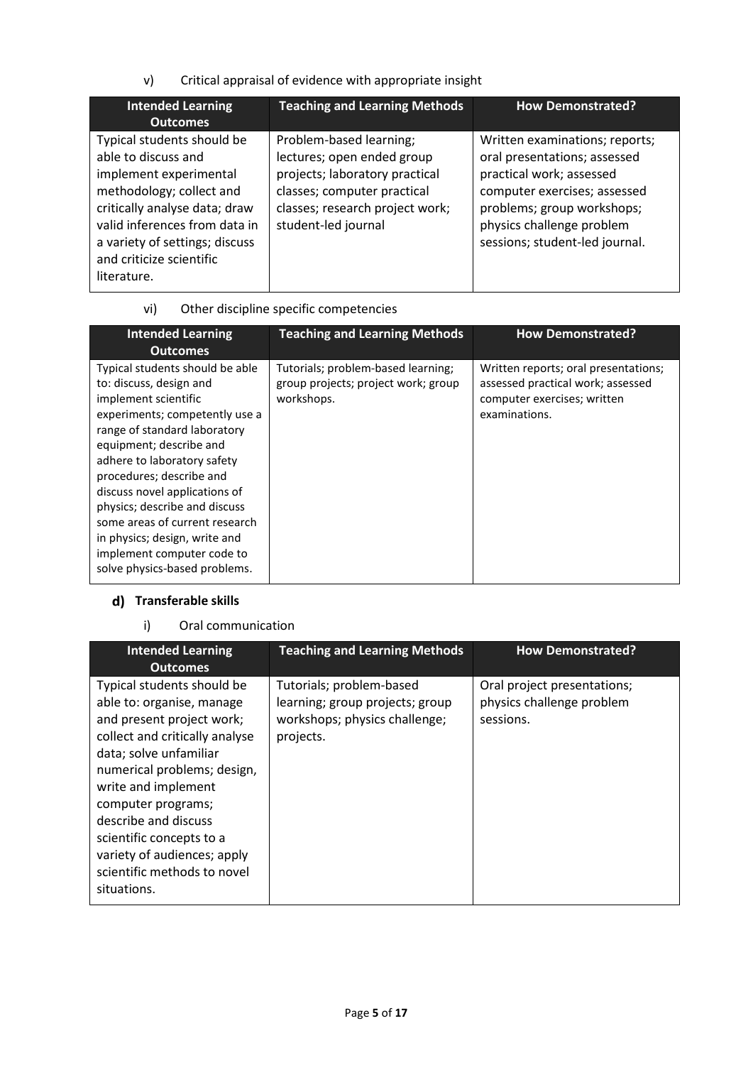v) Critical appraisal of evidence with appropriate insight

| Intended Learning Outcomes | Teaching and Learning Methods | How Demonstrated? |
|---|---|---|
| Typical students should be able to discuss and implement experimental methodology; collect and critically analyse data; draw valid inferences from data in a variety of settings; discuss and criticize scientific literature. | Problem-based learning; lectures; open ended group projects; laboratory practical classes; computer practical classes; research project work; student-led journal | Written examinations; reports; oral presentations; assessed practical work; assessed computer exercises; assessed problems; group workshops; physics challenge problem sessions; student-led journal. |

vi) Other discipline specific competencies

| Intended Learning Outcomes | Teaching and Learning Methods | How Demonstrated? |
|---|---|---|
| Typical students should be able to: discuss, design and implement scientific experiments; competently use a range of standard laboratory equipment; describe and adhere to laboratory safety procedures; describe and discuss novel applications of physics; describe and discuss some areas of current research in physics; design, write and implement computer code to solve physics-based problems. | Tutorials; problem-based learning; group projects; project work; group workshops. | Written reports; oral presentations; assessed practical work; assessed computer exercises; written examinations. |

## d) Transferable skills

i) Oral communication

| Intended Learning Outcomes | Teaching and Learning Methods | How Demonstrated? |
|---|---|---|
| Typical students should be able to: organise, manage and present project work; collect and critically analyse data; solve unfamiliar numerical problems; design, write and implement computer programs; describe and discuss scientific concepts to a variety of audiences; apply scientific methods to novel situations. | Tutorials; problem-based learning; group projects; group workshops; physics challenge; projects. | Oral project presentations; physics challenge problem sessions. |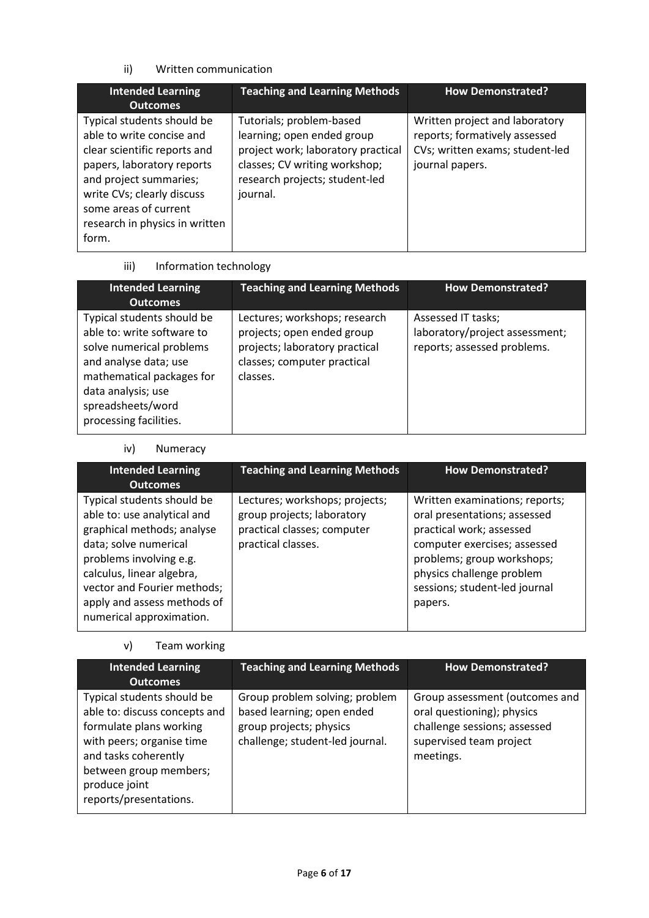ii) Written communication

| Intended Learning Outcomes | Teaching and Learning Methods | How Demonstrated? |
| --- | --- | --- |
| Typical students should be able to write concise and clear scientific reports and papers, laboratory reports and project summaries; write CVs; clearly discuss some areas of current research in physics in written form. | Tutorials; problem-based learning; open ended group project work; laboratory practical classes; CV writing workshop; research projects; student-led journal. | Written project and laboratory reports; formatively assessed CVs; written exams; student-led journal papers. |

iii) Information technology

| Intended Learning Outcomes | Teaching and Learning Methods | How Demonstrated? |
| --- | --- | --- |
| Typical students should be able to: write software to solve numerical problems and analyse data; use mathematical packages for data analysis; use spreadsheets/word processing facilities. | Lectures; workshops; research projects; open ended group projects; laboratory practical classes; computer practical classes. | Assessed IT tasks; laboratory/project assessment; reports; assessed problems. |

iv) Numeracy

| Intended Learning Outcomes | Teaching and Learning Methods | How Demonstrated? |
| --- | --- | --- |
| Typical students should be able to: use analytical and graphical methods; analyse data; solve numerical problems involving e.g. calculus, linear algebra, vector and Fourier methods; apply and assess methods of numerical approximation. | Lectures; workshops; projects; group projects; laboratory practical classes; computer practical classes. | Written examinations; reports; oral presentations; assessed practical work; assessed computer exercises; assessed problems; group workshops; physics challenge problem sessions; student-led journal papers. |

v) Team working

| Intended Learning Outcomes | Teaching and Learning Methods | How Demonstrated? |
| --- | --- | --- |
| Typical students should be able to: discuss concepts and formulate plans working with peers; organise time and tasks coherently between group members; produce joint reports/presentations. | Group problem solving; problem based learning; open ended group projects; physics challenge; student-led journal. | Group assessment (outcomes and oral questioning); physics challenge sessions; assessed supervised team project meetings. |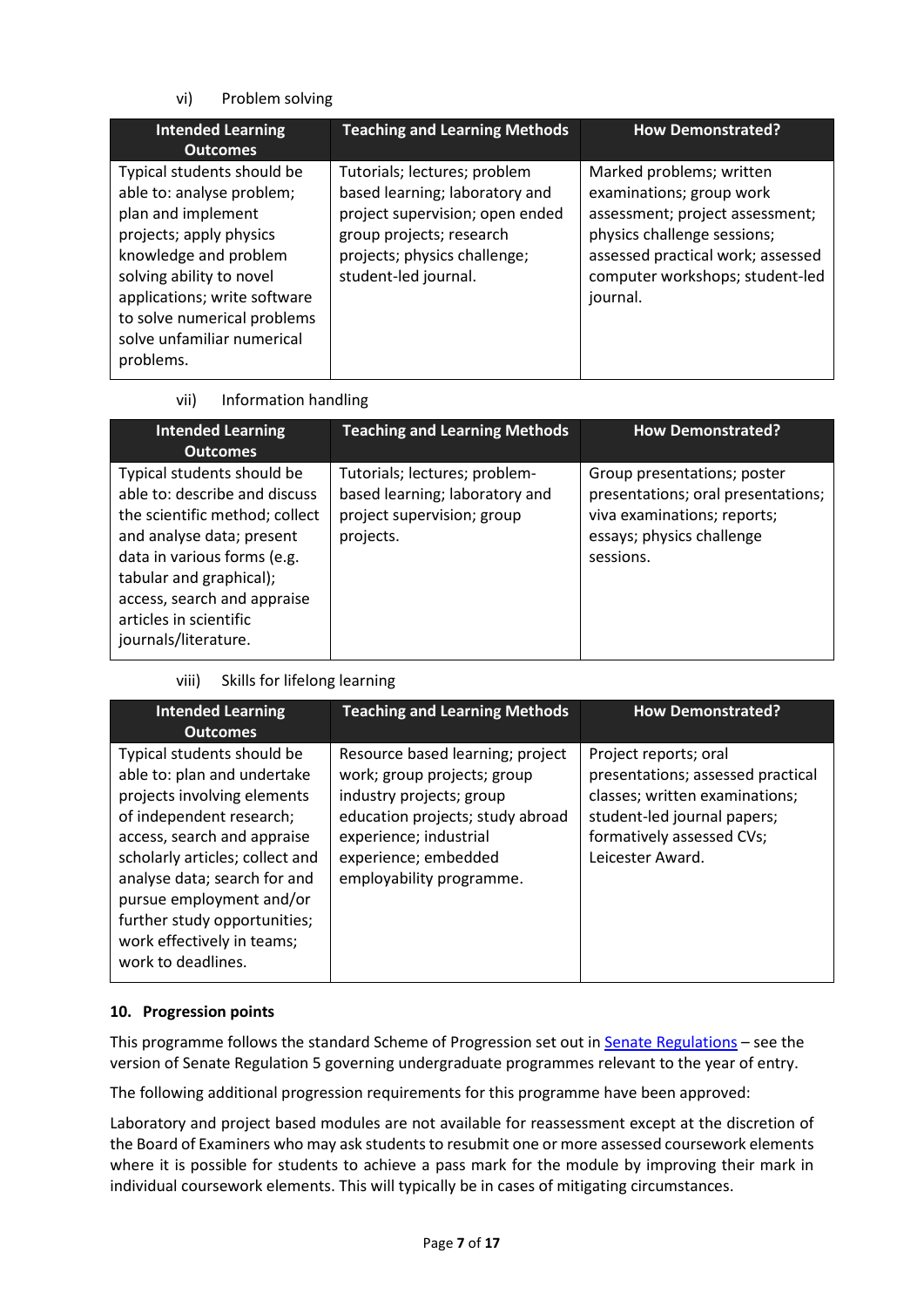vi) Problem solving

| Intended Learning Outcomes | Teaching and Learning Methods | How Demonstrated? |
| --- | --- | --- |
| Typical students should be able to: analyse problem; plan and implement projects; apply physics knowledge and problem solving ability to novel applications; write software to solve numerical problems solve unfamiliar numerical problems. | Tutorials; lectures; problem based learning; laboratory and project supervision; open ended group projects; research projects; physics challenge; student-led journal. | Marked problems; written examinations; group work assessment; project assessment; physics challenge sessions; assessed practical work; assessed computer workshops; student-led journal. |

vii) Information handling

| Intended Learning Outcomes | Teaching and Learning Methods | How Demonstrated? |
| --- | --- | --- |
| Typical students should be able to: describe and discuss the scientific method; collect and analyse data; present data in various forms (e.g. tabular and graphical); access, search and appraise articles in scientific journals/literature. | Tutorials; lectures; problem-based learning; laboratory and project supervision; group projects. | Group presentations; poster presentations; oral presentations; viva examinations; reports; essays; physics challenge sessions. |

viii) Skills for lifelong learning

| Intended Learning Outcomes | Teaching and Learning Methods | How Demonstrated? |
| --- | --- | --- |
| Typical students should be able to: plan and undertake projects involving elements of independent research; access, search and appraise scholarly articles; collect and analyse data; search for and pursue employment and/or further study opportunities; work effectively in teams; work to deadlines. | Resource based learning; project work; group projects; group industry projects; group education projects; study abroad experience; industrial experience; embedded employability programme. | Project reports; oral presentations; assessed practical classes; written examinations; student-led journal papers; formatively assessed CVs; Leicester Award. |

### 10. Progression points

This programme follows the standard Scheme of Progression set out in Senate Regulations – see the version of Senate Regulation 5 governing undergraduate programmes relevant to the year of entry.

The following additional progression requirements for this programme have been approved:

Laboratory and project based modules are not available for reassessment except at the discretion of the Board of Examiners who may ask students to resubmit one or more assessed coursework elements where it is possible for students to achieve a pass mark for the module by improving their mark in individual coursework elements. This will typically be in cases of mitigating circumstances.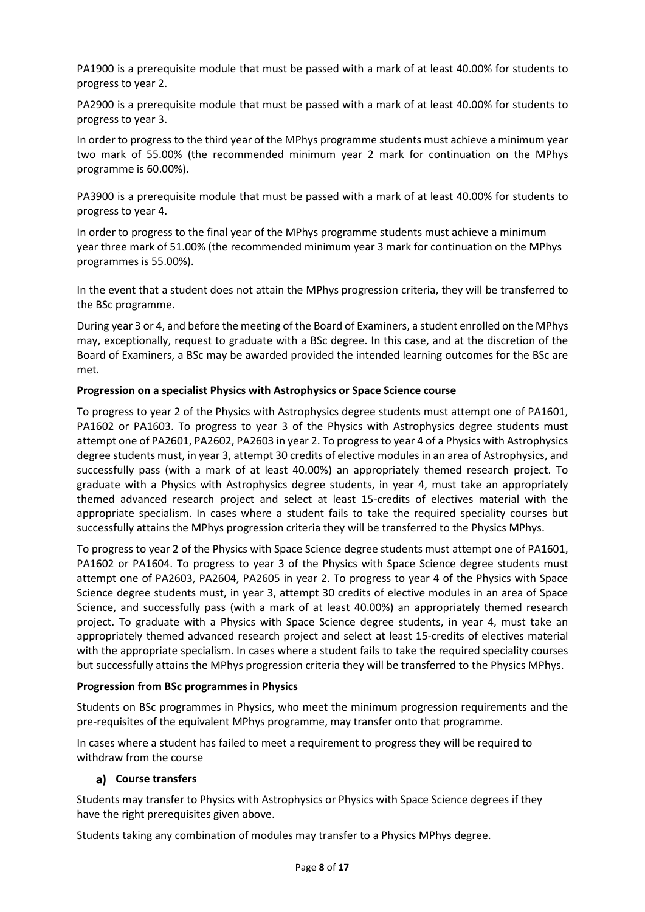PA1900 is a prerequisite module that must be passed with a mark of at least 40.00% for students to progress to year 2.

PA2900 is a prerequisite module that must be passed with a mark of at least 40.00% for students to progress to year 3.

In order to progress to the third year of the MPhys programme students must achieve a minimum year two mark of 55.00% (the recommended minimum year 2 mark for continuation on the MPhys programme is 60.00%).

PA3900 is a prerequisite module that must be passed with a mark of at least 40.00% for students to progress to year 4.

In order to progress to the final year of the MPhys programme students must achieve a minimum year three mark of 51.00% (the recommended minimum year 3 mark for continuation on the MPhys programmes is 55.00%).

In the event that a student does not attain the MPhys progression criteria, they will be transferred to the BSc programme.

During year 3 or 4, and before the meeting of the Board of Examiners, a student enrolled on the MPhys may, exceptionally, request to graduate with a BSc degree. In this case, and at the discretion of the Board of Examiners, a BSc may be awarded provided the intended learning outcomes for the BSc are met.

**Progression on a specialist Physics with Astrophysics or Space Science course**

To progress to year 2 of the Physics with Astrophysics degree students must attempt one of PA1601, PA1602 or PA1603. To progress to year 3 of the Physics with Astrophysics degree students must attempt one of PA2601, PA2602, PA2603 in year 2. To progress to year 4 of a Physics with Astrophysics degree students must, in year 3, attempt 30 credits of elective modules in an area of Astrophysics, and successfully pass (with a mark of at least 40.00%) an appropriately themed research project. To graduate with a Physics with Astrophysics degree students, in year 4, must take an appropriately themed advanced research project and select at least 15-credits of electives material with the appropriate specialism. In cases where a student fails to take the required speciality courses but successfully attains the MPhys progression criteria they will be transferred to the Physics MPhys.

To progress to year 2 of the Physics with Space Science degree students must attempt one of PA1601, PA1602 or PA1604. To progress to year 3 of the Physics with Space Science degree students must attempt one of PA2603, PA2604, PA2605 in year 2. To progress to year 4 of the Physics with Space Science degree students must, in year 3, attempt 30 credits of elective modules in an area of Space Science, and successfully pass (with a mark of at least 40.00%) an appropriately themed research project. To graduate with a Physics with Space Science degree students, in year 4, must take an appropriately themed advanced research project and select at least 15-credits of electives material with the appropriate specialism. In cases where a student fails to take the required speciality courses but successfully attains the MPhys progression criteria they will be transferred to the Physics MPhys.

**Progression from BSc programmes in Physics**

Students on BSc programmes in Physics, who meet the minimum progression requirements and the pre-requisites of the equivalent MPhys programme, may transfer onto that programme.

In cases where a student has failed to meet a requirement to progress they will be required to withdraw from the course

**a) Course transfers**

Students may transfer to Physics with Astrophysics or Physics with Space Science degrees if they have the right prerequisites given above.

Students taking any combination of modules may transfer to a Physics MPhys degree.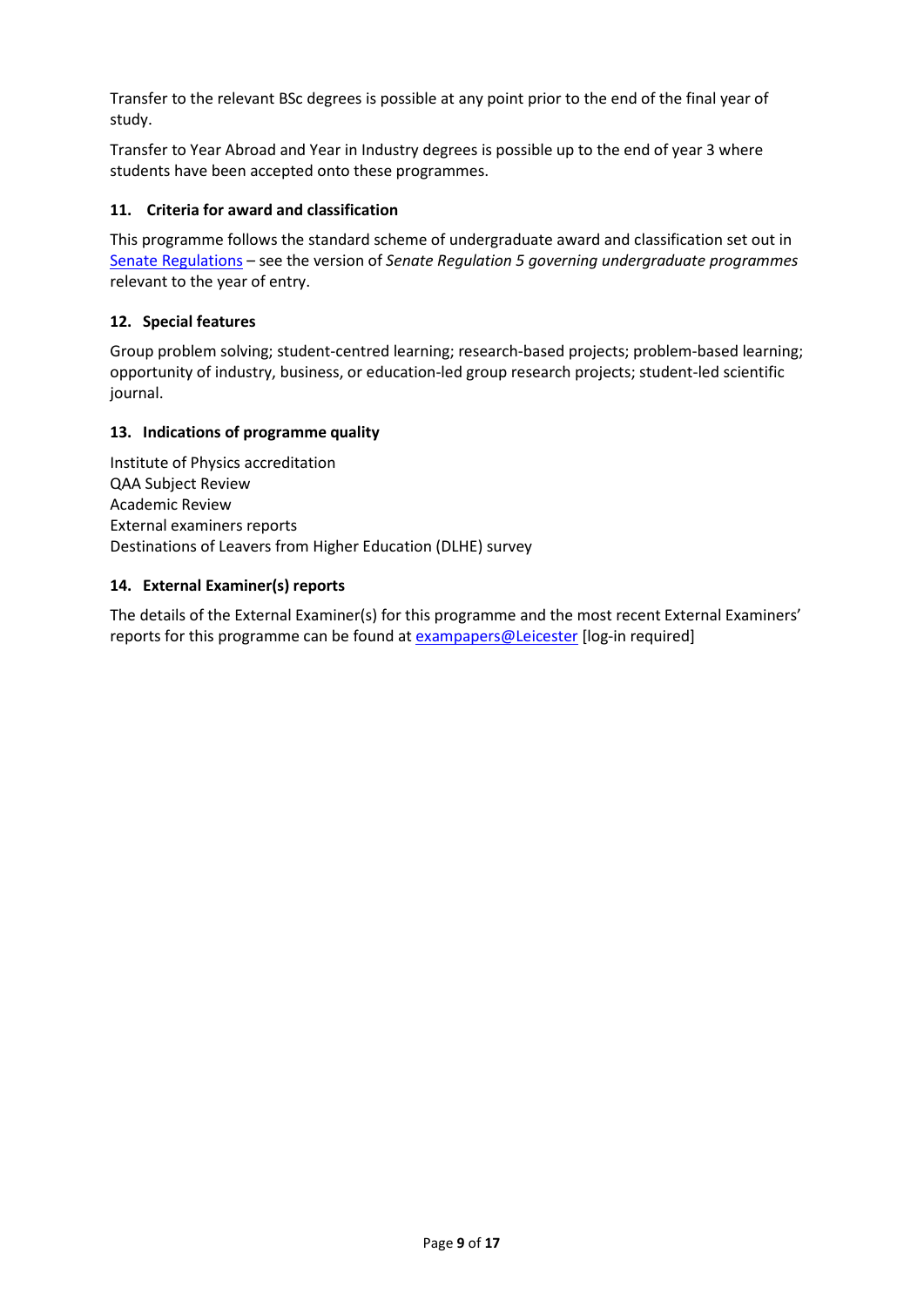Transfer to the relevant BSc degrees is possible at any point prior to the end of the final year of study.

Transfer to Year Abroad and Year in Industry degrees is possible up to the end of year 3 where students have been accepted onto these programmes.

### 11. Criteria for award and classification

This programme follows the standard scheme of undergraduate award and classification set out in [Senate Regulations] – see the version of *Senate Regulation 5 governing undergraduate programmes* relevant to the year of entry.

### 12. Special features

Group problem solving; student-centred learning; research-based projects; problem-based learning; opportunity of industry, business, or education-led group research projects; student-led scientific journal.

### 13. Indications of programme quality

Institute of Physics accreditation
QAA Subject Review
Academic Review
External examiners reports
Destinations of Leavers from Higher Education (DLHE) survey

### 14. External Examiner(s) reports

The details of the External Examiner(s) for this programme and the most recent External Examiners' reports for this programme can be found at [exampapers@Leicester] [log-in required]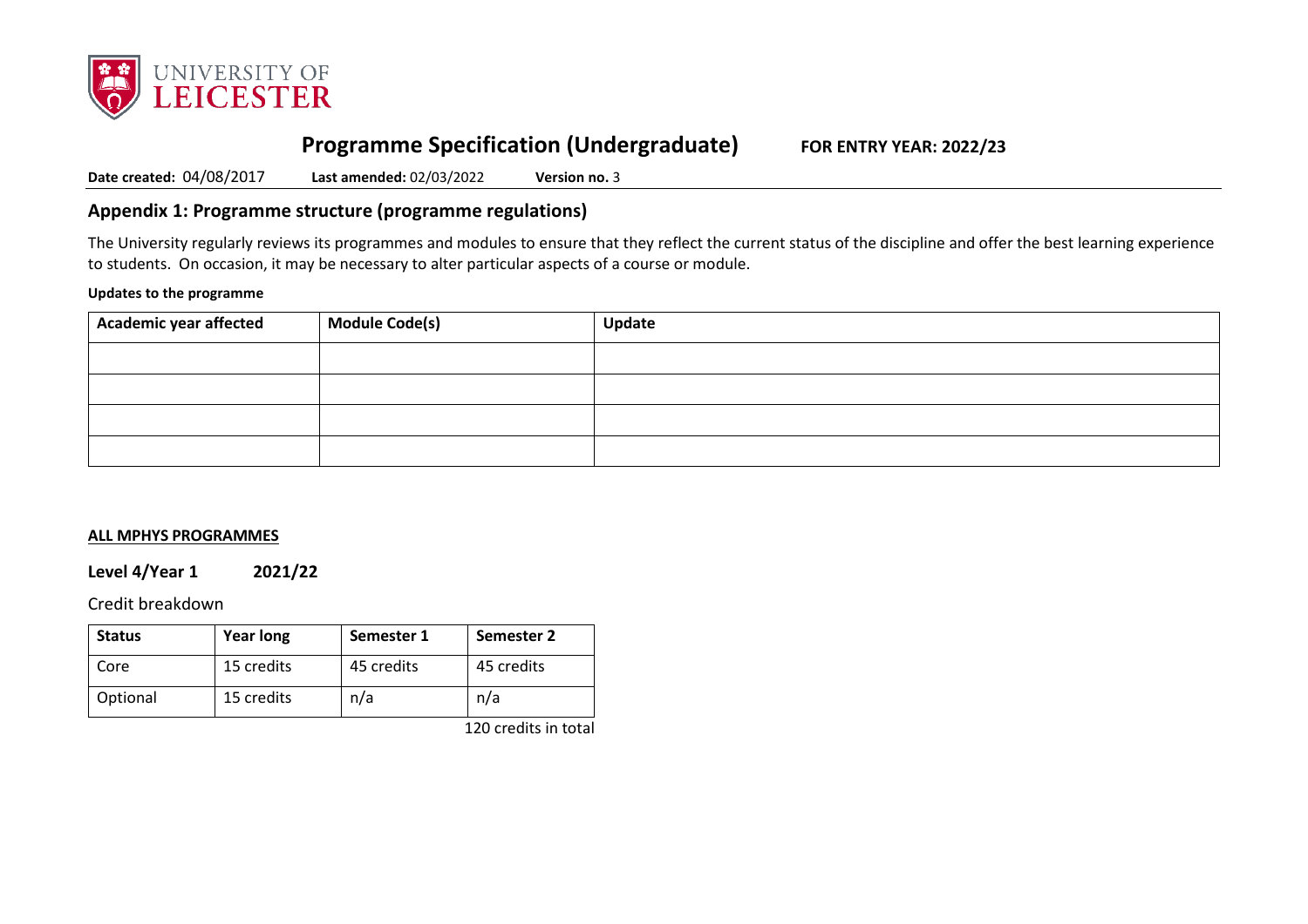# Programme Specification (Undergraduate)

**FOR ENTRY YEAR: 2022/23**

**Date created:** 04/08/2017 **Last amended:** 02/03/2022 **Version no.** 3

## Appendix 1: Programme structure (programme regulations)

The University regularly reviews its programmes and modules to ensure that they reflect the current status of the discipline and offer the best learning experience to students. On occasion, it may be necessary to alter particular aspects of a course or module.

**Updates to the programme**

| Academic year affected | Module Code(s) | Update |
|---|---|---|
| | | |
| | | |
| | | |
| | | |

**ALL MPHYS PROGRAMMES**

### Level 4/Year 1 2021/22

Credit breakdown

| Status | Year long | Semester 1 | Semester 2 |
|---|---|---|---|
| Core | 15 credits | 45 credits | 45 credits |
| Optional | 15 credits | n/a | n/a |

120 credits in total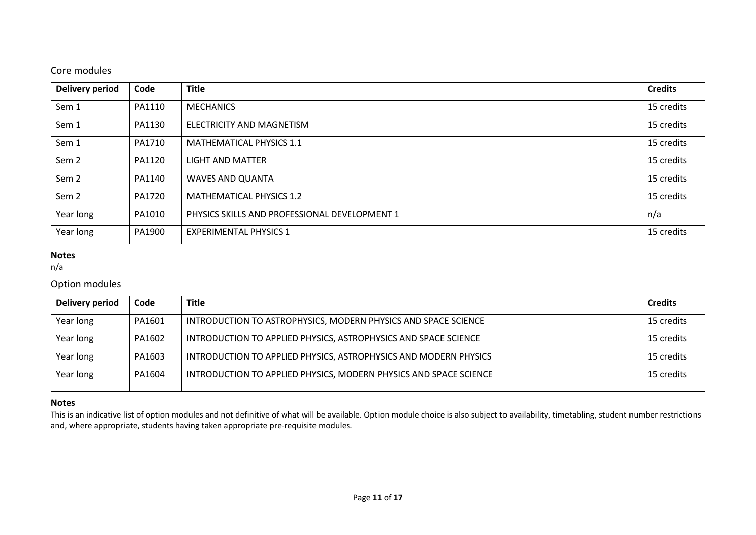## Core modules

| Delivery period | Code | Title | Credits |
| --- | --- | --- | --- |
| Sem 1 | PA1110 | MECHANICS | 15 credits |
| Sem 1 | PA1130 | ELECTRICITY AND MAGNETISM | 15 credits |
| Sem 1 | PA1710 | MATHEMATICAL PHYSICS 1.1 | 15 credits |
| Sem 2 | PA1120 | LIGHT AND MATTER | 15 credits |
| Sem 2 | PA1140 | WAVES AND QUANTA | 15 credits |
| Sem 2 | PA1720 | MATHEMATICAL PHYSICS 1.2 | 15 credits |
| Year long | PA1010 | PHYSICS SKILLS AND PROFESSIONAL DEVELOPMENT 1 | n/a |
| Year long | PA1900 | EXPERIMENTAL PHYSICS 1 | 15 credits |

**Notes**

n/a

## Option modules

| Delivery period | Code | Title | Credits |
| --- | --- | --- | --- |
| Year long | PA1601 | INTRODUCTION TO ASTROPHYSICS, MODERN PHYSICS AND SPACE SCIENCE | 15 credits |
| Year long | PA1602 | INTRODUCTION TO APPLIED PHYSICS, ASTROPHYSICS AND SPACE SCIENCE | 15 credits |
| Year long | PA1603 | INTRODUCTION TO APPLIED PHYSICS, ASTROPHYSICS AND MODERN PHYSICS | 15 credits |
| Year long | PA1604 | INTRODUCTION TO APPLIED PHYSICS, MODERN PHYSICS AND SPACE SCIENCE | 15 credits |

**Notes**

This is an indicative list of option modules and not definitive of what will be available. Option module choice is also subject to availability, timetabling, student number restrictions and, where appropriate, students having taken appropriate pre-requisite modules.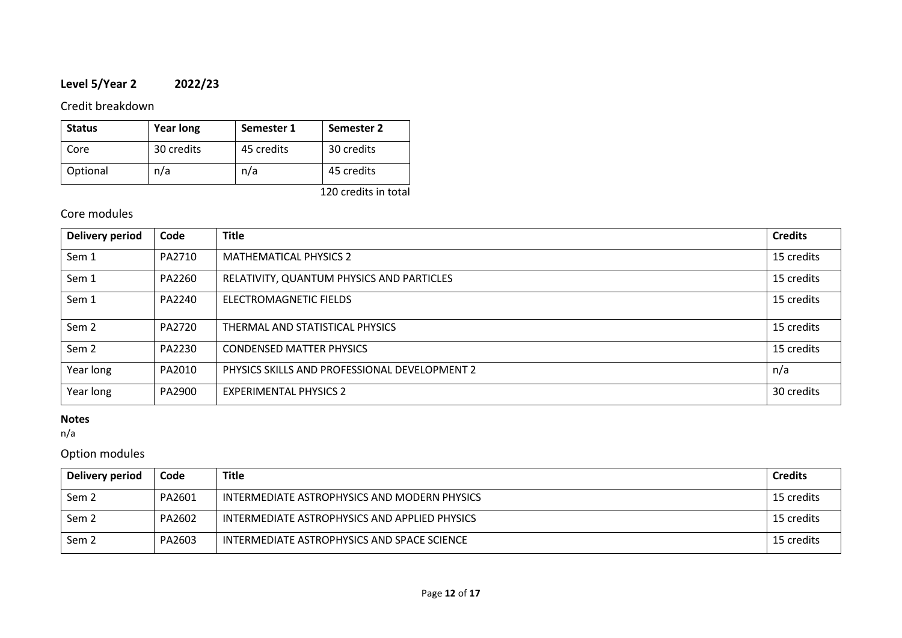**Level 5/Year 2 2022/23**

## Credit breakdown

| Status | Year long | Semester 1 | Semester 2 |
|---|---|---|---|
| Core | 30 credits | 45 credits | 30 credits |
| Optional | n/a | n/a | 45 credits |

120 credits in total

## Core modules

| Delivery period | Code | Title | Credits |
|---|---|---|---|
| Sem 1 | PA2710 | MATHEMATICAL PHYSICS 2 | 15 credits |
| Sem 1 | PA2260 | RELATIVITY, QUANTUM PHYSICS AND PARTICLES | 15 credits |
| Sem 1 | PA2240 | ELECTROMAGNETIC FIELDS | 15 credits |
| Sem 2 | PA2720 | THERMAL AND STATISTICAL PHYSICS | 15 credits |
| Sem 2 | PA2230 | CONDENSED MATTER PHYSICS | 15 credits |
| Year long | PA2010 | PHYSICS SKILLS AND PROFESSIONAL DEVELOPMENT 2 | n/a |
| Year long | PA2900 | EXPERIMENTAL PHYSICS 2 | 30 credits |

**Notes**

n/a

## Option modules

| Delivery period | Code | Title | Credits |
|---|---|---|---|
| Sem 2 | PA2601 | INTERMEDIATE ASTROPHYSICS AND MODERN PHYSICS | 15 credits |
| Sem 2 | PA2602 | INTERMEDIATE ASTROPHYSICS AND APPLIED PHYSICS | 15 credits |
| Sem 2 | PA2603 | INTERMEDIATE ASTROPHYSICS AND SPACE SCIENCE | 15 credits |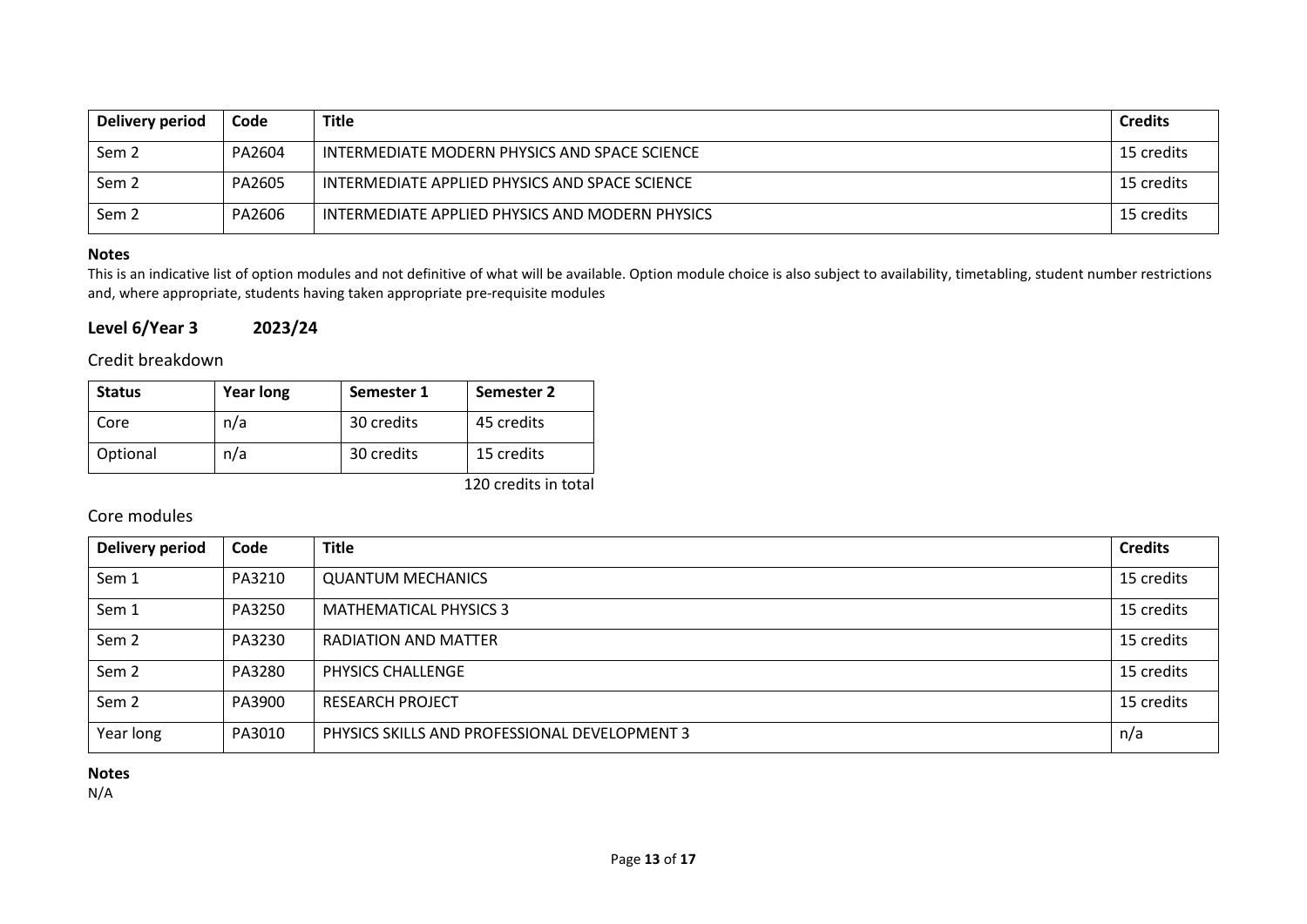| Delivery period | Code | Title | Credits |
| --- | --- | --- | --- |
| Sem 2 | PA2604 | INTERMEDIATE MODERN PHYSICS AND SPACE SCIENCE | 15 credits |
| Sem 2 | PA2605 | INTERMEDIATE APPLIED PHYSICS AND SPACE SCIENCE | 15 credits |
| Sem 2 | PA2606 | INTERMEDIATE APPLIED PHYSICS AND MODERN PHYSICS | 15 credits |

**Notes**

This is an indicative list of option modules and not definitive of what will be available. Option module choice is also subject to availability, timetabling, student number restrictions and, where appropriate, students having taken appropriate pre-requisite modules

## Level 6/Year 3 2023/24

### Credit breakdown

| Status | Year long | Semester 1 | Semester 2 |
| --- | --- | --- | --- |
| Core | n/a | 30 credits | 45 credits |
| Optional | n/a | 30 credits | 15 credits |

120 credits in total

### Core modules

| Delivery period | Code | Title | Credits |
| --- | --- | --- | --- |
| Sem 1 | PA3210 | QUANTUM MECHANICS | 15 credits |
| Sem 1 | PA3250 | MATHEMATICAL PHYSICS 3 | 15 credits |
| Sem 2 | PA3230 | RADIATION AND MATTER | 15 credits |
| Sem 2 | PA3280 | PHYSICS CHALLENGE | 15 credits |
| Sem 2 | PA3900 | RESEARCH PROJECT | 15 credits |
| Year long | PA3010 | PHYSICS SKILLS AND PROFESSIONAL DEVELOPMENT 3 | n/a |

**Notes**

N/A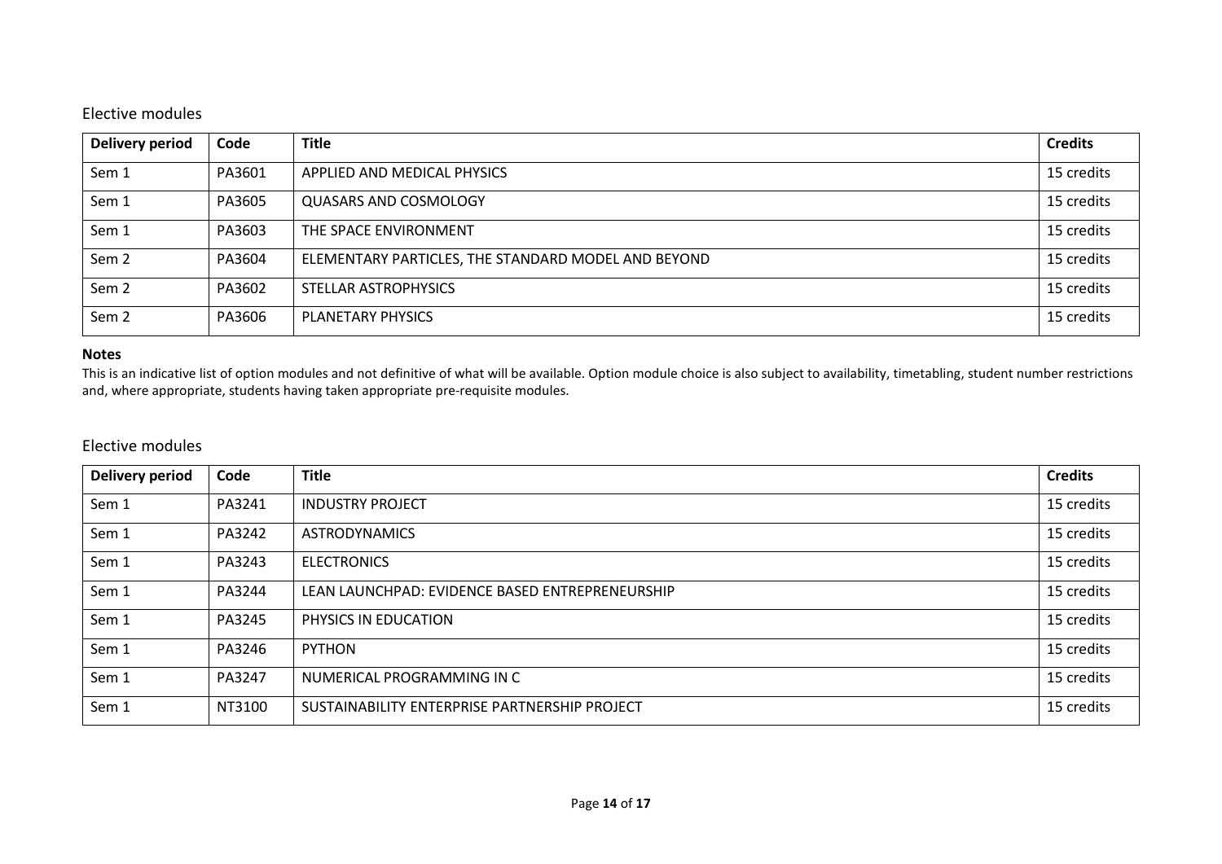## Elective modules

| Delivery period | Code | Title | Credits |
|---|---|---|---|
| Sem 1 | PA3601 | APPLIED AND MEDICAL PHYSICS | 15 credits |
| Sem 1 | PA3605 | QUASARS AND COSMOLOGY | 15 credits |
| Sem 1 | PA3603 | THE SPACE ENVIRONMENT | 15 credits |
| Sem 2 | PA3604 | ELEMENTARY PARTICLES, THE STANDARD MODEL AND BEYOND | 15 credits |
| Sem 2 | PA3602 | STELLAR ASTROPHYSICS | 15 credits |
| Sem 2 | PA3606 | PLANETARY PHYSICS | 15 credits |

**Notes**

This is an indicative list of option modules and not definitive of what will be available. Option module choice is also subject to availability, timetabling, student number restrictions and, where appropriate, students having taken appropriate pre-requisite modules.

## Elective modules

| Delivery period | Code | Title | Credits |
|---|---|---|---|
| Sem 1 | PA3241 | INDUSTRY PROJECT | 15 credits |
| Sem 1 | PA3242 | ASTRODYNAMICS | 15 credits |
| Sem 1 | PA3243 | ELECTRONICS | 15 credits |
| Sem 1 | PA3244 | LEAN LAUNCHPAD: EVIDENCE BASED ENTREPRENEURSHIP | 15 credits |
| Sem 1 | PA3245 | PHYSICS IN EDUCATION | 15 credits |
| Sem 1 | PA3246 | PYTHON | 15 credits |
| Sem 1 | PA3247 | NUMERICAL PROGRAMMING IN C | 15 credits |
| Sem 1 | NT3100 | SUSTAINABILITY ENTERPRISE PARTNERSHIP PROJECT | 15 credits |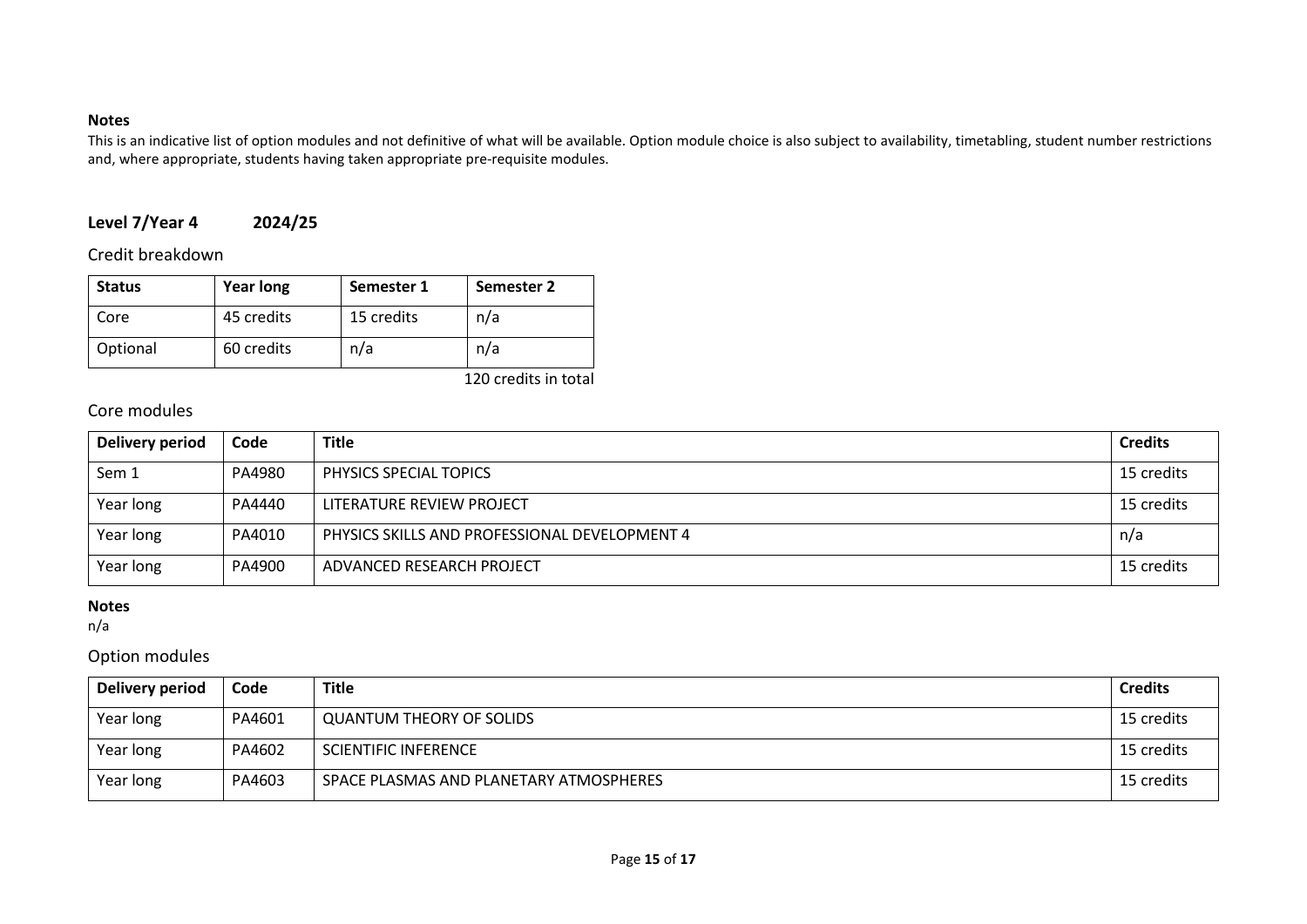**Notes**

This is an indicative list of option modules and not definitive of what will be available. Option module choice is also subject to availability, timetabling, student number restrictions and, where appropriate, students having taken appropriate pre-requisite modules.

## Level 7/Year 4 2024/25

### Credit breakdown

| Status | Year long | Semester 1 | Semester 2 |
|---|---|---|---|
| Core | 45 credits | 15 credits | n/a |
| Optional | 60 credits | n/a | n/a |

120 credits in total

### Core modules

| Delivery period | Code | Title | Credits |
|---|---|---|---|
| Sem 1 | PA4980 | PHYSICS SPECIAL TOPICS | 15 credits |
| Year long | PA4440 | LITERATURE REVIEW PROJECT | 15 credits |
| Year long | PA4010 | PHYSICS SKILLS AND PROFESSIONAL DEVELOPMENT 4 | n/a |
| Year long | PA4900 | ADVANCED RESEARCH PROJECT | 15 credits |

**Notes**

n/a

### Option modules

| Delivery period | Code | Title | Credits |
|---|---|---|---|
| Year long | PA4601 | QUANTUM THEORY OF SOLIDS | 15 credits |
| Year long | PA4602 | SCIENTIFIC INFERENCE | 15 credits |
| Year long | PA4603 | SPACE PLASMAS AND PLANETARY ATMOSPHERES | 15 credits |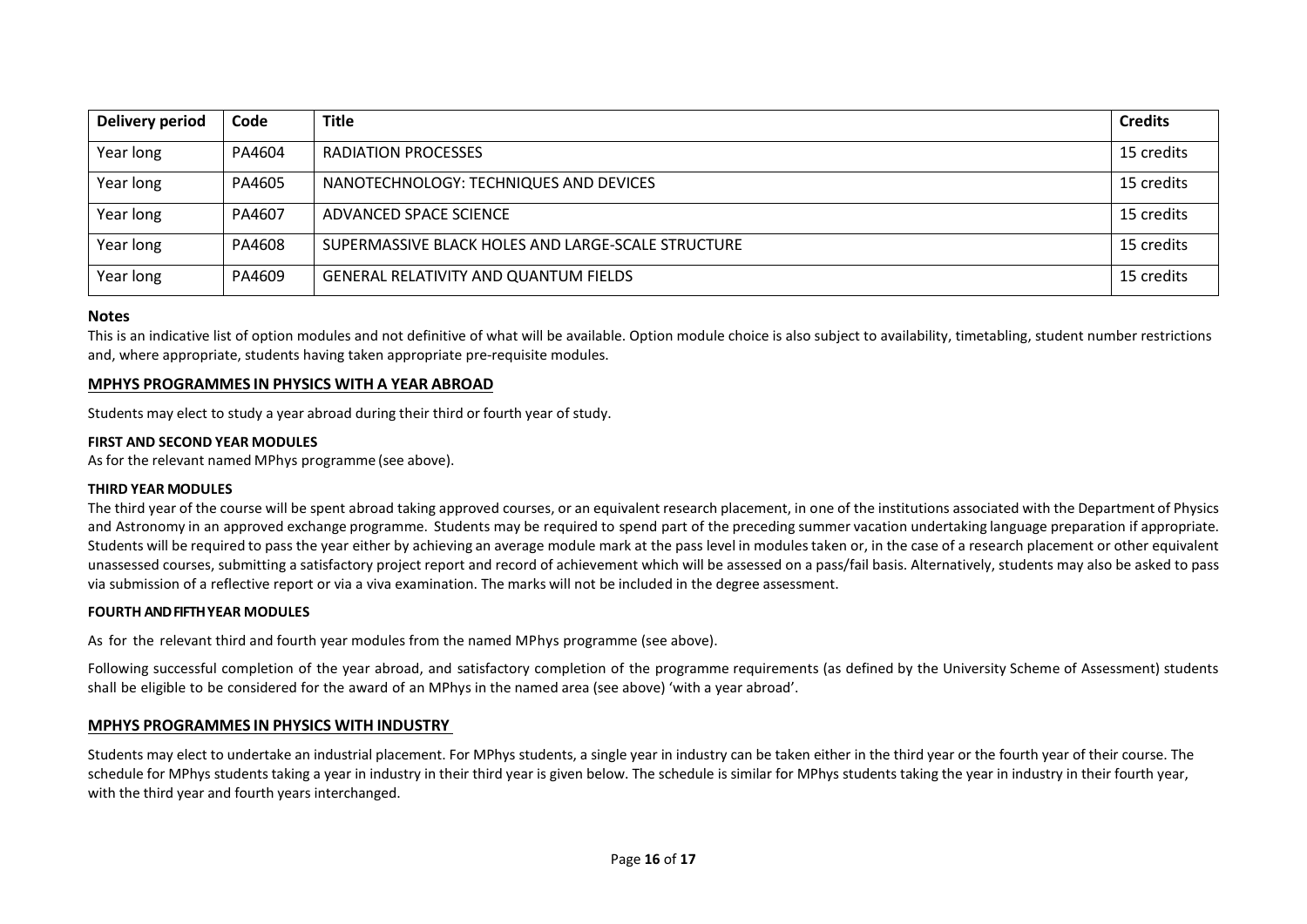| Delivery period | Code | Title | Credits |
|---|---|---|---|
| Year long | PA4604 | RADIATION PROCESSES | 15 credits |
| Year long | PA4605 | NANOTECHNOLOGY: TECHNIQUES AND DEVICES | 15 credits |
| Year long | PA4607 | ADVANCED SPACE SCIENCE | 15 credits |
| Year long | PA4608 | SUPERMASSIVE BLACK HOLES AND LARGE-SCALE STRUCTURE | 15 credits |
| Year long | PA4609 | GENERAL RELATIVITY AND QUANTUM FIELDS | 15 credits |

**Notes**

This is an indicative list of option modules and not definitive of what will be available. Option module choice is also subject to availability, timetabling, student number restrictions and, where appropriate, students having taken appropriate pre-requisite modules.

## MPHYS PROGRAMMES IN PHYSICS WITH A YEAR ABROAD

Students may elect to study a year abroad during their third or fourth year of study.

### FIRST AND SECOND YEAR MODULES

As for the relevant named MPhys programme (see above).

### THIRD YEAR MODULES

The third year of the course will be spent abroad taking approved courses, or an equivalent research placement, in one of the institutions associated with the Department of Physics and Astronomy in an approved exchange programme. Students may be required to spend part of the preceding summer vacation undertaking language preparation if appropriate. Students will be required to pass the year either by achieving an average module mark at the pass level in modules taken or, in the case of a research placement or other equivalent unassessed courses, submitting a satisfactory project report and record of achievement which will be assessed on a pass/fail basis. Alternatively, students may also be asked to pass via submission of a reflective report or via a viva examination. The marks will not be included in the degree assessment.

### FOURTH AND FIFTH YEAR MODULES

As for the relevant third and fourth year modules from the named MPhys programme (see above).

Following successful completion of the year abroad, and satisfactory completion of the programme requirements (as defined by the University Scheme of Assessment) students shall be eligible to be considered for the award of an MPhys in the named area (see above) 'with a year abroad'.

## MPHYS PROGRAMMES IN PHYSICS WITH INDUSTRY

Students may elect to undertake an industrial placement. For MPhys students, a single year in industry can be taken either in the third year or the fourth year of their course. The schedule for MPhys students taking a year in industry in their third year is given below. The schedule is similar for MPhys students taking the year in industry in their fourth year, with the third year and fourth years interchanged.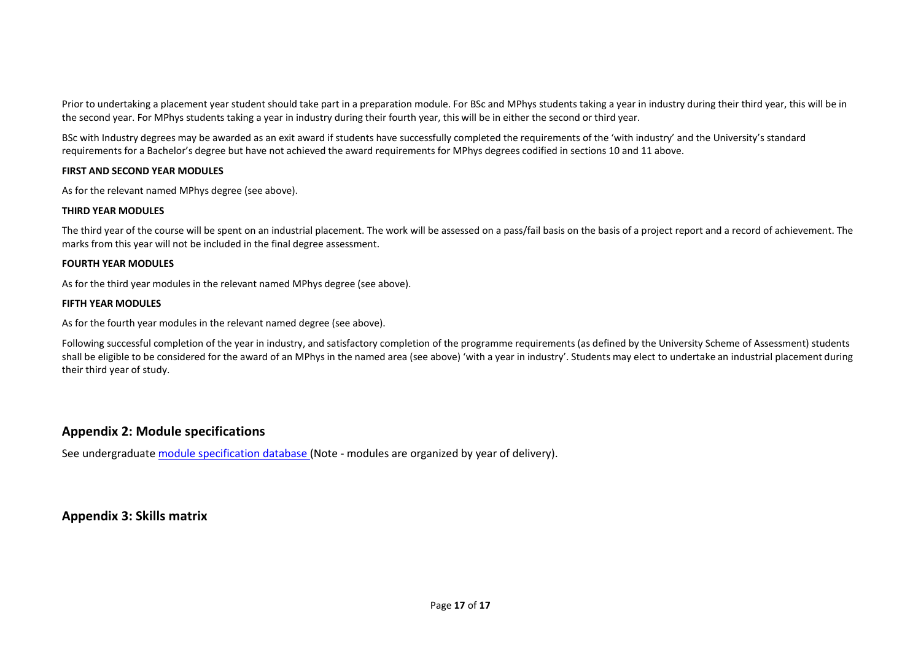Prior to undertaking a placement year student should take part in a preparation module. For BSc and MPhys students taking a year in industry during their third year, this will be in the second year. For MPhys students taking a year in industry during their fourth year, this will be in either the second or third year.

BSc with Industry degrees may be awarded as an exit award if students have successfully completed the requirements of the 'with industry' and the University's standard requirements for a Bachelor's degree but have not achieved the award requirements for MPhys degrees codified in sections 10 and 11 above.

**FIRST AND SECOND YEAR MODULES**

As for the relevant named MPhys degree (see above).

**THIRD YEAR MODULES**

The third year of the course will be spent on an industrial placement. The work will be assessed on a pass/fail basis on the basis of a project report and a record of achievement. The marks from this year will not be included in the final degree assessment.

**FOURTH YEAR MODULES**

As for the third year modules in the relevant named MPhys degree (see above).

**FIFTH YEAR MODULES**

As for the fourth year modules in the relevant named degree (see above).

Following successful completion of the year in industry, and satisfactory completion of the programme requirements (as defined by the University Scheme of Assessment) students shall be eligible to be considered for the award of an MPhys in the named area (see above) 'with a year in industry'. Students may elect to undertake an industrial placement during their third year of study.

## Appendix 2: Module specifications

See undergraduate module specification database (Note - modules are organized by year of delivery).

## Appendix 3: Skills matrix